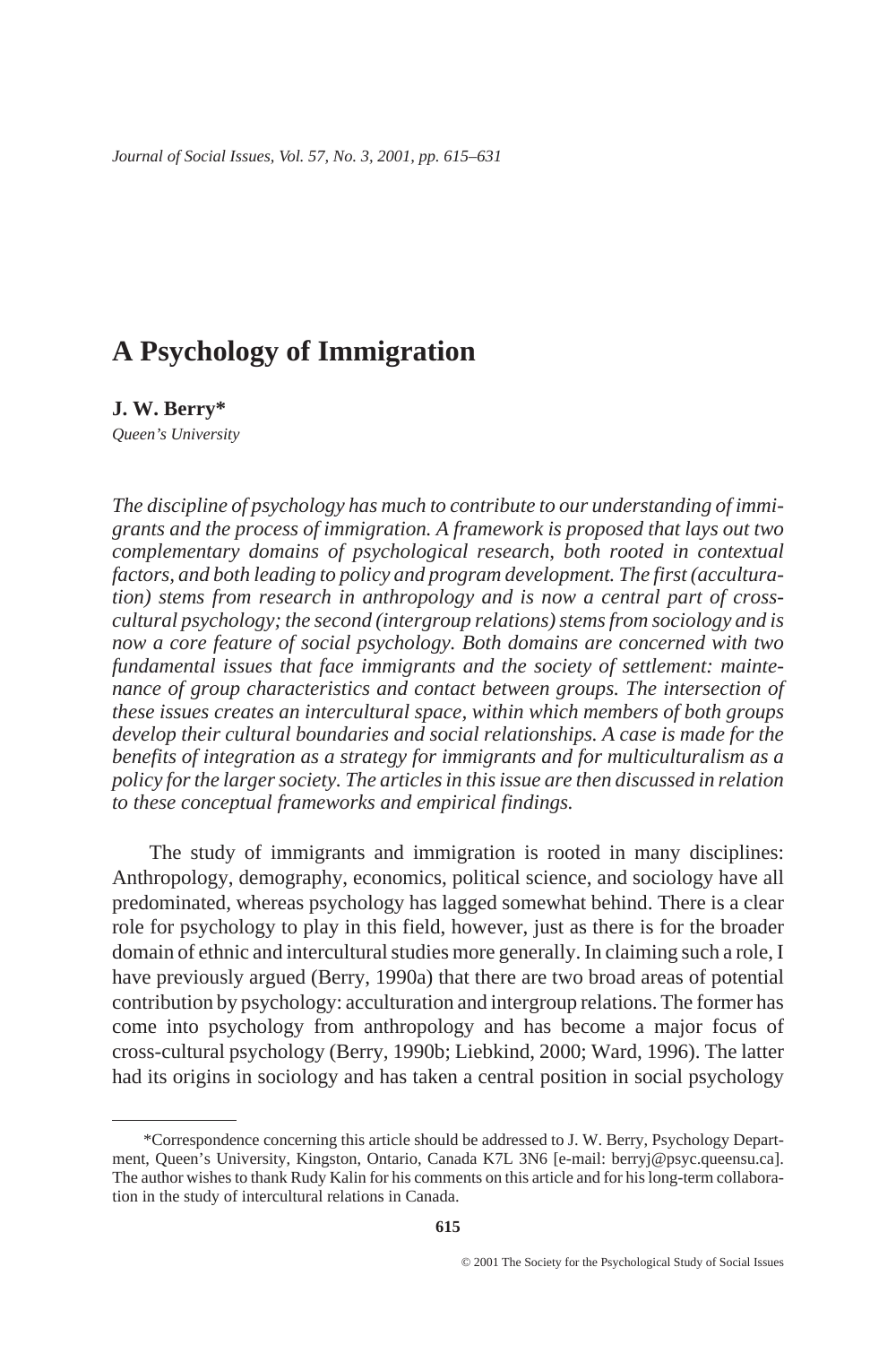# A Psychology of Immigration

**J. W. Berry***

*Queen's University*

*The discipline of psychology has much to contribute to our understanding of immigrants and the process of immigration. A framework is proposed that lays out two complementary domains of psychological research, both rooted in contextual factors, and both leading to policy and program development. The first (acculturation) stems from research in anthropology and is now a central part of cross-cultural psychology; the second (intergroup relations) stems from sociology and is now a core feature of social psychology. Both domains are concerned with two fundamental issues that face immigrants and the society of settlement: maintenance of group characteristics and contact between groups. The intersection of these issues creates an intercultural space, within which members of both groups develop their cultural boundaries and social relationships. A case is made for the benefits of integration as a strategy for immigrants and for multiculturalism as a policy for the larger society. The articles in this issue are then discussed in relation to these conceptual frameworks and empirical findings.*

The study of immigrants and immigration is rooted in many disciplines: Anthropology, demography, economics, political science, and sociology have all predominated, whereas psychology has lagged somewhat behind. There is a clear role for psychology to play in this field, however, just as there is for the broader domain of ethnic and intercultural studies more generally. In claiming such a role, I have previously argued (Berry, 1990a) that there are two broad areas of potential contribution by psychology: acculturation and intergroup relations. The former has come into psychology from anthropology and has become a major focus of cross-cultural psychology (Berry, 1990b; Liebkind, 2000; Ward, 1996). The latter had its origins in sociology and has taken a central position in social psychology

---

*Correspondence concerning this article should be addressed to J. W. Berry, Psychology Department, Queen's University, Kingston, Ontario, Canada K7L 3N6 [e-mail: berryj@psyc.queensu.ca]. The author wishes to thank Rudy Kalin for his comments on this article and for his long-term collaboration in the study of intercultural relations in Canada.

© 2001 The Society for the Psychological Study of Social Issues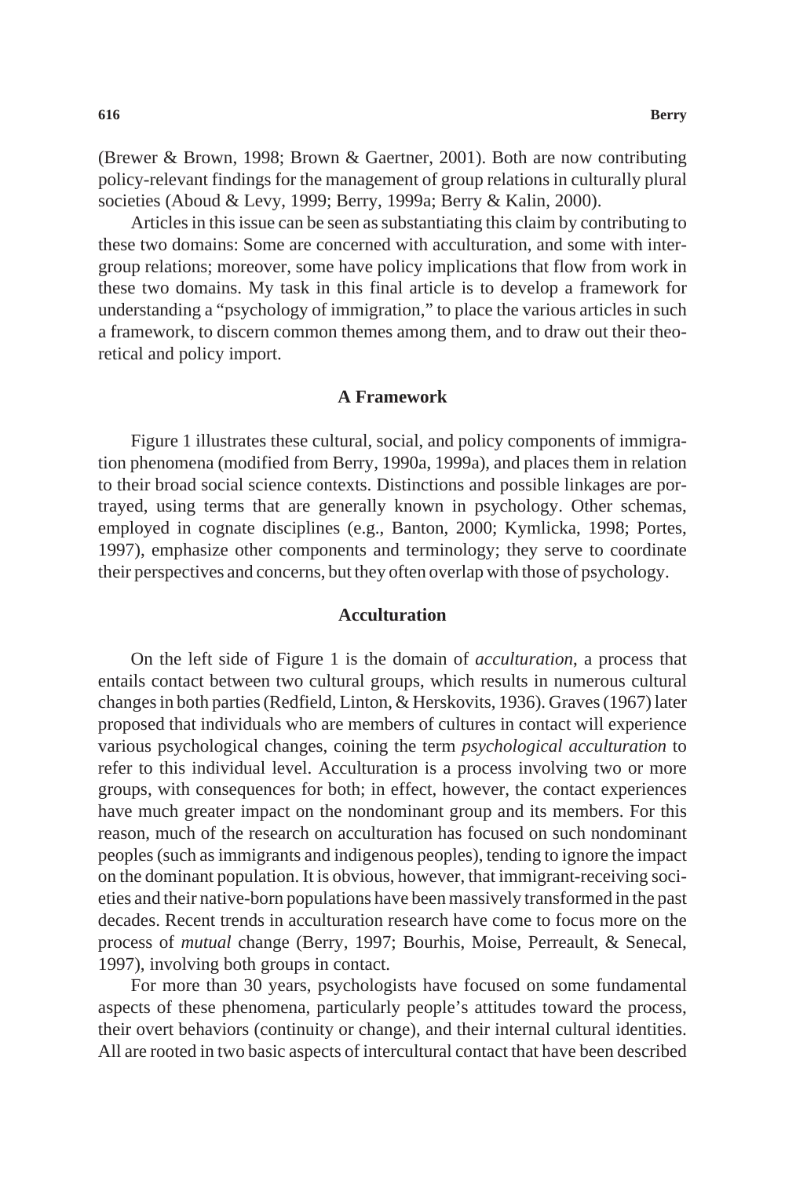(Brewer & Brown, 1998; Brown & Gaertner, 2001). Both are now contributing policy-relevant findings for the management of group relations in culturally plural societies (Aboud & Levy, 1999; Berry, 1999a; Berry & Kalin, 2000).

Articles in this issue can be seen as substantiating this claim by contributing to these two domains: Some are concerned with acculturation, and some with intergroup relations; moreover, some have policy implications that flow from work in these two domains. My task in this final article is to develop a framework for understanding a "psychology of immigration," to place the various articles in such a framework, to discern common themes among them, and to draw out their theoretical and policy import.

## A Framework

Figure 1 illustrates these cultural, social, and policy components of immigration phenomena (modified from Berry, 1990a, 1999a), and places them in relation to their broad social science contexts. Distinctions and possible linkages are portrayed, using terms that are generally known in psychology. Other schemas, employed in cognate disciplines (e.g., Banton, 2000; Kymlicka, 1998; Portes, 1997), emphasize other components and terminology; they serve to coordinate their perspectives and concerns, but they often overlap with those of psychology.

## Acculturation

On the left side of Figure 1 is the domain of *acculturation*, a process that entails contact between two cultural groups, which results in numerous cultural changes in both parties (Redfield, Linton, & Herskovits, 1936). Graves (1967) later proposed that individuals who are members of cultures in contact will experience various psychological changes, coining the term *psychological acculturation* to refer to this individual level. Acculturation is a process involving two or more groups, with consequences for both; in effect, however, the contact experiences have much greater impact on the nondominant group and its members. For this reason, much of the research on acculturation has focused on such nondominant peoples (such as immigrants and indigenous peoples), tending to ignore the impact on the dominant population. It is obvious, however, that immigrant-receiving societies and their native-born populations have been massively transformed in the past decades. Recent trends in acculturation research have come to focus more on the process of *mutual* change (Berry, 1997; Bourhis, Moise, Perreault, & Senecal, 1997), involving both groups in contact.

For more than 30 years, psychologists have focused on some fundamental aspects of these phenomena, particularly people's attitudes toward the process, their overt behaviors (continuity or change), and their internal cultural identities. All are rooted in two basic aspects of intercultural contact that have been described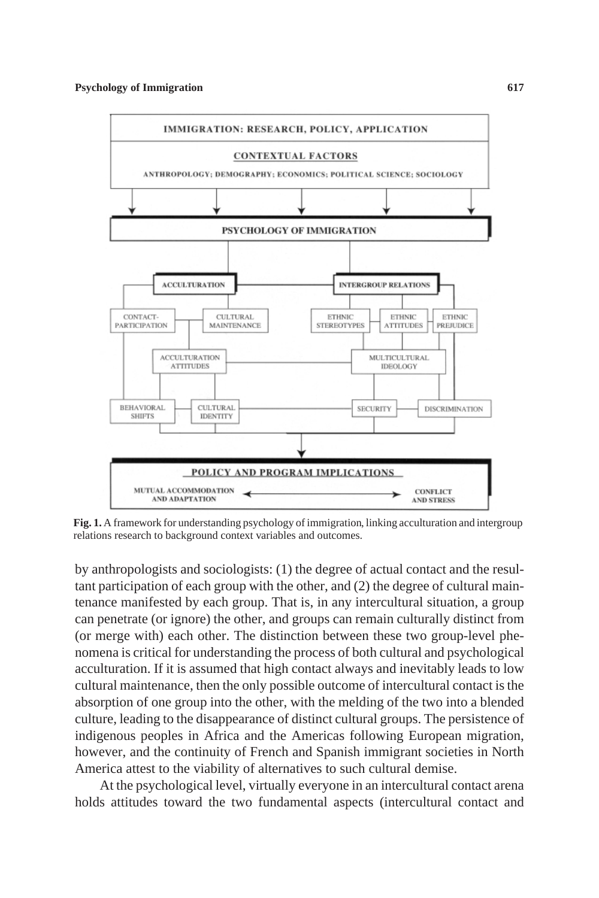**Fig. 1.** A framework for understanding psychology of immigration, linking acculturation and intergroup relations research to background context variables and outcomes.

by anthropologists and sociologists: (1) the degree of actual contact and the resultant participation of each group with the other, and (2) the degree of cultural maintenance manifested by each group. That is, in any intercultural situation, a group can penetrate (or ignore) the other, and groups can remain culturally distinct from (or merge with) each other. The distinction between these two group-level phenomena is critical for understanding the process of both cultural and psychological acculturation. If it is assumed that high contact always and inevitably leads to low cultural maintenance, then the only possible outcome of intercultural contact is the absorption of one group into the other, with the melding of the two into a blended culture, leading to the disappearance of distinct cultural groups. The persistence of indigenous peoples in Africa and the Americas following European migration, however, and the continuity of French and Spanish immigrant societies in North America attest to the viability of alternatives to such cultural demise.

At the psychological level, virtually everyone in an intercultural contact arena holds attitudes toward the two fundamental aspects (intercultural contact and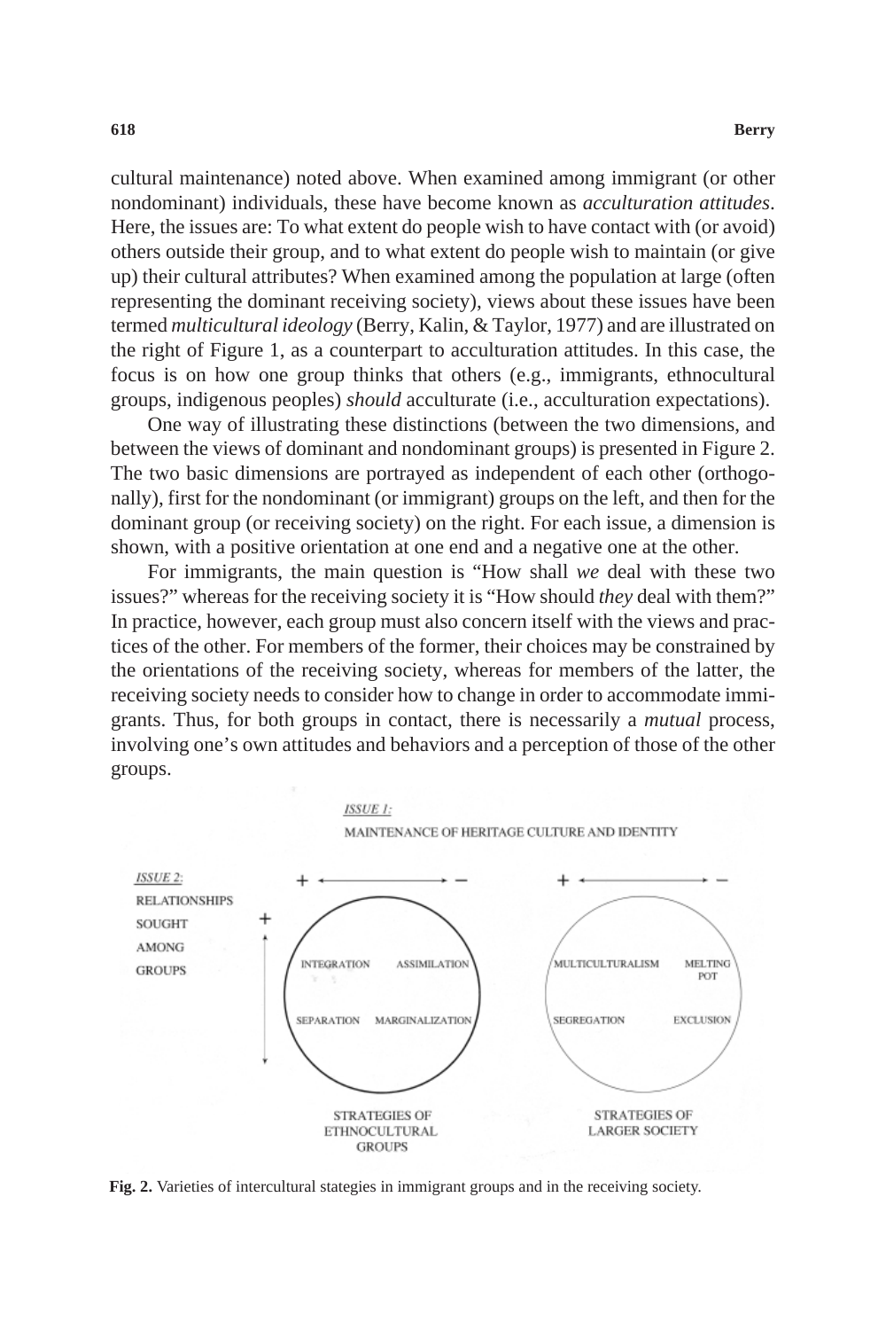cultural maintenance) noted above. When examined among immigrant (or other nondominant) individuals, these have become known as *acculturation attitudes*. Here, the issues are: To what extent do people wish to have contact with (or avoid) others outside their group, and to what extent do people wish to maintain (or give up) their cultural attributes? When examined among the population at large (often representing the dominant receiving society), views about these issues have been termed *multicultural ideology* (Berry, Kalin, & Taylor, 1977) and are illustrated on the right of Figure 1, as a counterpart to acculturation attitudes. In this case, the focus is on how one group thinks that others (e.g., immigrants, ethnocultural groups, indigenous peoples) *should* acculturate (i.e., acculturation expectations).

One way of illustrating these distinctions (between the two dimensions, and between the views of dominant and nondominant groups) is presented in Figure 2. The two basic dimensions are portrayed as independent of each other (orthogonally), first for the nondominant (or immigrant) groups on the left, and then for the dominant group (or receiving society) on the right. For each issue, a dimension is shown, with a positive orientation at one end and a negative one at the other.

For immigrants, the main question is "How shall *we* deal with these two issues?" whereas for the receiving society it is "How should *they* deal with them?" In practice, however, each group must also concern itself with the views and practices of the other. For members of the former, their choices may be constrained by the orientations of the receiving society, whereas for members of the latter, the receiving society needs to consider how to change in order to accommodate immigrants. Thus, for both groups in contact, there is necessarily a *mutual* process, involving one's own attitudes and behaviors and a perception of those of the other groups.

**Fig. 2.** Varieties of intercultural stategies in immigrant groups and in the receiving society.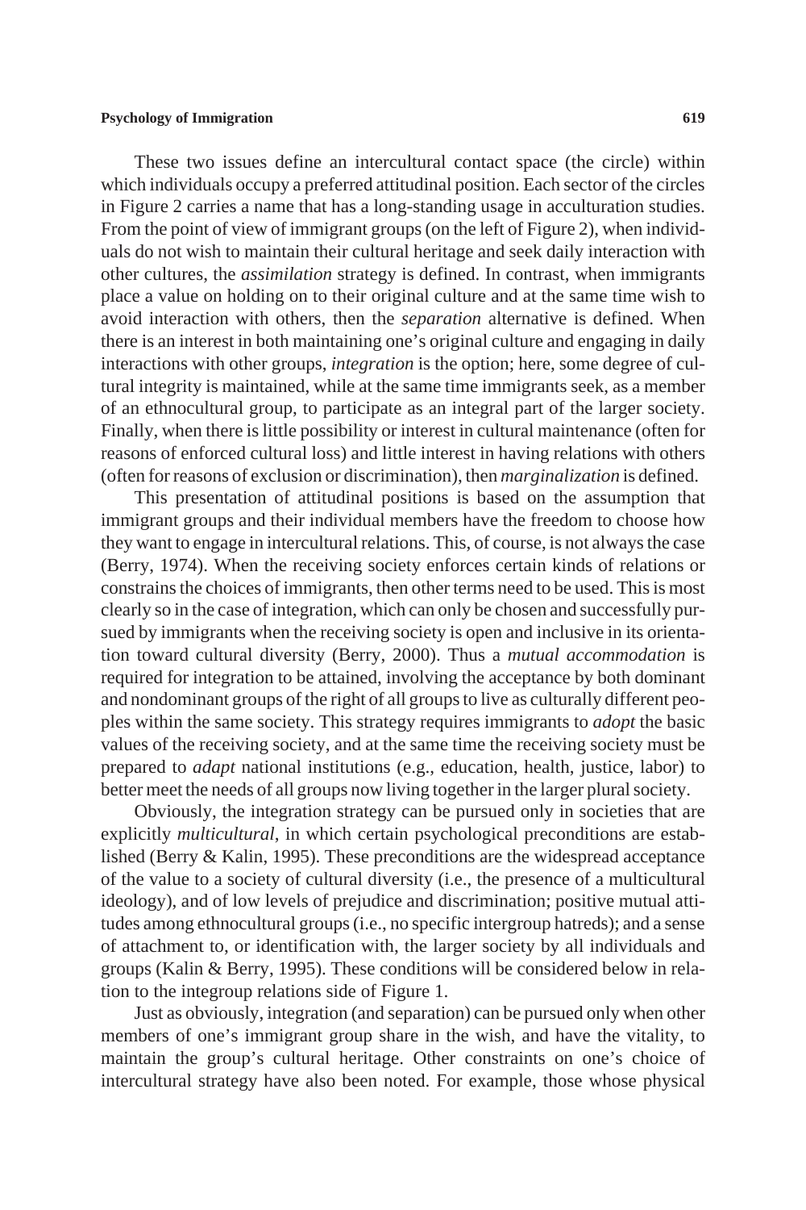These two issues define an intercultural contact space (the circle) within which individuals occupy a preferred attitudinal position. Each sector of the circles in Figure 2 carries a name that has a long-standing usage in acculturation studies. From the point of view of immigrant groups (on the left of Figure 2), when individuals do not wish to maintain their cultural heritage and seek daily interaction with other cultures, the *assimilation* strategy is defined. In contrast, when immigrants place a value on holding on to their original culture and at the same time wish to avoid interaction with others, then the *separation* alternative is defined. When there is an interest in both maintaining one's original culture and engaging in daily interactions with other groups, *integration* is the option; here, some degree of cultural integrity is maintained, while at the same time immigrants seek, as a member of an ethnocultural group, to participate as an integral part of the larger society. Finally, when there is little possibility or interest in cultural maintenance (often for reasons of enforced cultural loss) and little interest in having relations with others (often for reasons of exclusion or discrimination), then *marginalization* is defined.

This presentation of attitudinal positions is based on the assumption that immigrant groups and their individual members have the freedom to choose how they want to engage in intercultural relations. This, of course, is not always the case (Berry, 1974). When the receiving society enforces certain kinds of relations or constrains the choices of immigrants, then other terms need to be used. This is most clearly so in the case of integration, which can only be chosen and successfully pursued by immigrants when the receiving society is open and inclusive in its orientation toward cultural diversity (Berry, 2000). Thus a *mutual accommodation* is required for integration to be attained, involving the acceptance by both dominant and nondominant groups of the right of all groups to live as culturally different peoples within the same society. This strategy requires immigrants to *adopt* the basic values of the receiving society, and at the same time the receiving society must be prepared to *adapt* national institutions (e.g., education, health, justice, labor) to better meet the needs of all groups now living together in the larger plural society.

Obviously, the integration strategy can be pursued only in societies that are explicitly *multicultural*, in which certain psychological preconditions are established (Berry & Kalin, 1995). These preconditions are the widespread acceptance of the value to a society of cultural diversity (i.e., the presence of a multicultural ideology), and of low levels of prejudice and discrimination; positive mutual attitudes among ethnocultural groups (i.e., no specific intergroup hatreds); and a sense of attachment to, or identification with, the larger society by all individuals and groups (Kalin & Berry, 1995). These conditions will be considered below in relation to the integroup relations side of Figure 1.

Just as obviously, integration (and separation) can be pursued only when other members of one's immigrant group share in the wish, and have the vitality, to maintain the group's cultural heritage. Other constraints on one's choice of intercultural strategy have also been noted. For example, those whose physical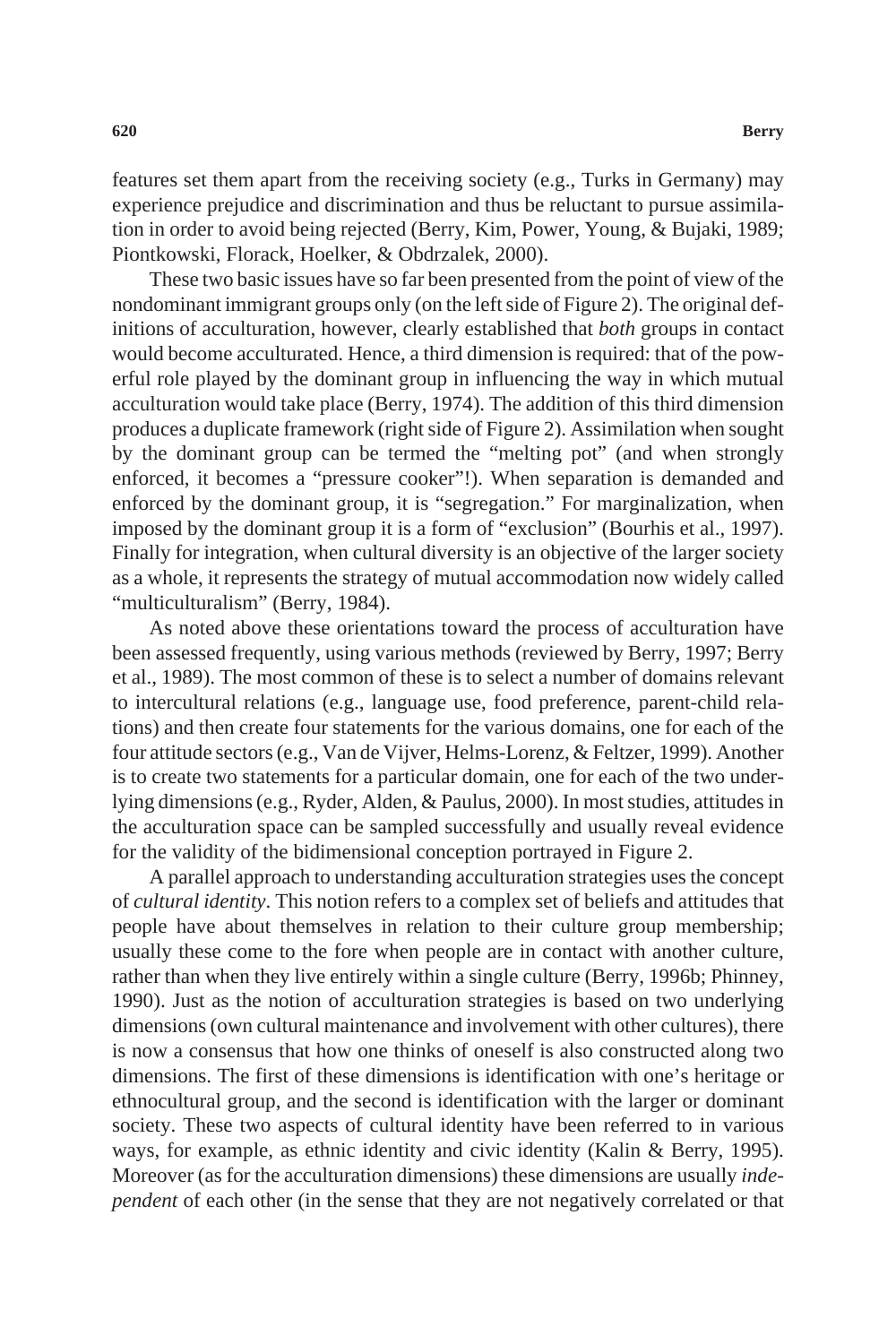features set them apart from the receiving society (e.g., Turks in Germany) may experience prejudice and discrimination and thus be reluctant to pursue assimilation in order to avoid being rejected (Berry, Kim, Power, Young, & Bujaki, 1989; Piontkowski, Florack, Hoelker, & Obdrzalek, 2000).

These two basic issues have so far been presented from the point of view of the nondominant immigrant groups only (on the left side of Figure 2). The original definitions of acculturation, however, clearly established that *both* groups in contact would become acculturated. Hence, a third dimension is required: that of the powerful role played by the dominant group in influencing the way in which mutual acculturation would take place (Berry, 1974). The addition of this third dimension produces a duplicate framework (right side of Figure 2). Assimilation when sought by the dominant group can be termed the "melting pot" (and when strongly enforced, it becomes a "pressure cooker"!). When separation is demanded and enforced by the dominant group, it is "segregation." For marginalization, when imposed by the dominant group it is a form of "exclusion" (Bourhis et al., 1997). Finally for integration, when cultural diversity is an objective of the larger society as a whole, it represents the strategy of mutual accommodation now widely called "multiculturalism" (Berry, 1984).

As noted above these orientations toward the process of acculturation have been assessed frequently, using various methods (reviewed by Berry, 1997; Berry et al., 1989). The most common of these is to select a number of domains relevant to intercultural relations (e.g., language use, food preference, parent-child relations) and then create four statements for the various domains, one for each of the four attitude sectors (e.g., Van de Vijver, Helms-Lorenz, & Feltzer, 1999). Another is to create two statements for a particular domain, one for each of the two underlying dimensions (e.g., Ryder, Alden, & Paulus, 2000). In most studies, attitudes in the acculturation space can be sampled successfully and usually reveal evidence for the validity of the bidimensional conception portrayed in Figure 2.

A parallel approach to understanding acculturation strategies uses the concept of *cultural identity*. This notion refers to a complex set of beliefs and attitudes that people have about themselves in relation to their culture group membership; usually these come to the fore when people are in contact with another culture, rather than when they live entirely within a single culture (Berry, 1996b; Phinney, 1990). Just as the notion of acculturation strategies is based on two underlying dimensions (own cultural maintenance and involvement with other cultures), there is now a consensus that how one thinks of oneself is also constructed along two dimensions. The first of these dimensions is identification with one's heritage or ethnocultural group, and the second is identification with the larger or dominant society. These two aspects of cultural identity have been referred to in various ways, for example, as ethnic identity and civic identity (Kalin & Berry, 1995). Moreover (as for the acculturation dimensions) these dimensions are usually *independent* of each other (in the sense that they are not negatively correlated or that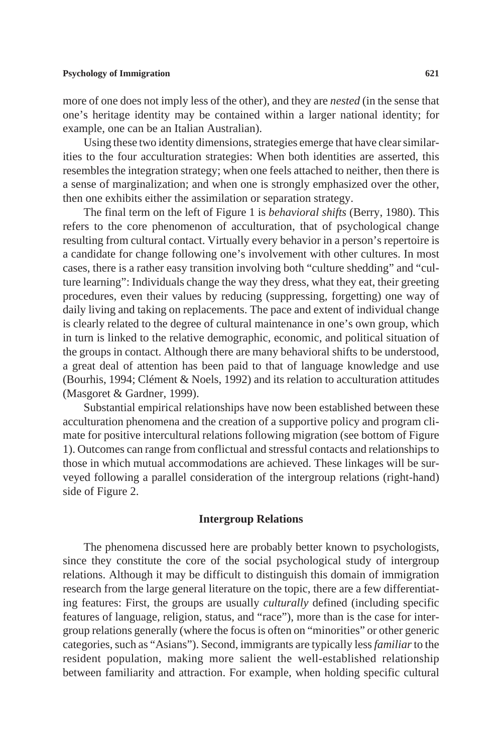more of one does not imply less of the other), and they are *nested* (in the sense that one's heritage identity may be contained within a larger national identity; for example, one can be an Italian Australian).

Using these two identity dimensions, strategies emerge that have clear similarities to the four acculturation strategies: When both identities are asserted, this resembles the integration strategy; when one feels attached to neither, then there is a sense of marginalization; and when one is strongly emphasized over the other, then one exhibits either the assimilation or separation strategy.

The final term on the left of Figure 1 is *behavioral shifts* (Berry, 1980). This refers to the core phenomenon of acculturation, that of psychological change resulting from cultural contact. Virtually every behavior in a person's repertoire is a candidate for change following one's involvement with other cultures. In most cases, there is a rather easy transition involving both "culture shedding" and "culture learning": Individuals change the way they dress, what they eat, their greeting procedures, even their values by reducing (suppressing, forgetting) one way of daily living and taking on replacements. The pace and extent of individual change is clearly related to the degree of cultural maintenance in one's own group, which in turn is linked to the relative demographic, economic, and political situation of the groups in contact. Although there are many behavioral shifts to be understood, a great deal of attention has been paid to that of language knowledge and use (Bourhis, 1994; Clément & Noels, 1992) and its relation to acculturation attitudes (Masgoret & Gardner, 1999).

Substantial empirical relationships have now been established between these acculturation phenomena and the creation of a supportive policy and program climate for positive intercultural relations following migration (see bottom of Figure 1). Outcomes can range from conflictual and stressful contacts and relationships to those in which mutual accommodations are achieved. These linkages will be surveyed following a parallel consideration of the intergroup relations (right-hand) side of Figure 2.

## Intergroup Relations

The phenomena discussed here are probably better known to psychologists, since they constitute the core of the social psychological study of intergroup relations. Although it may be difficult to distinguish this domain of immigration research from the large general literature on the topic, there are a few differentiating features: First, the groups are usually *culturally* defined (including specific features of language, religion, status, and "race"), more than is the case for intergroup relations generally (where the focus is often on "minorities" or other generic categories, such as "Asians"). Second, immigrants are typically less *familiar* to the resident population, making more salient the well-established relationship between familiarity and attraction. For example, when holding specific cultural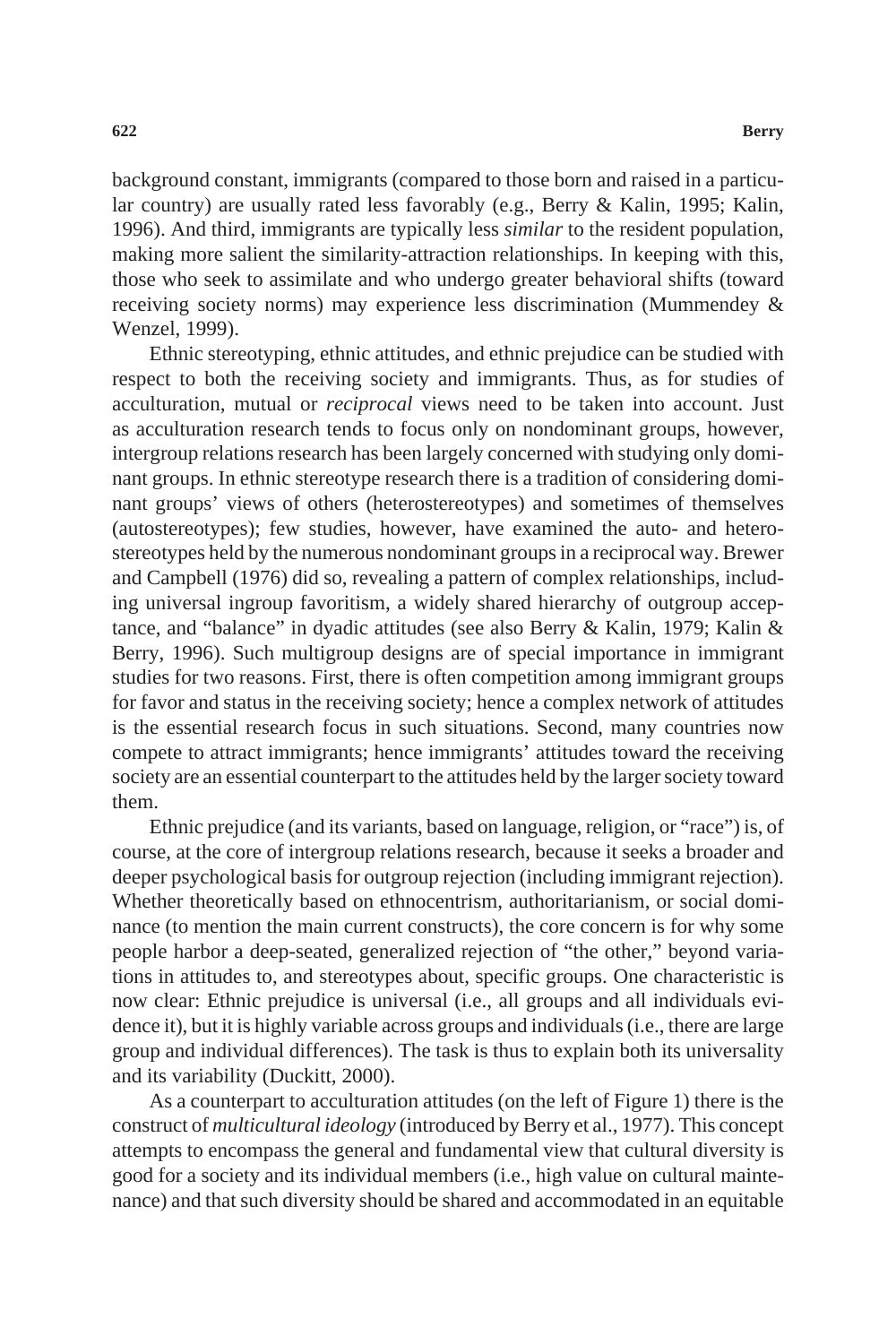background constant, immigrants (compared to those born and raised in a particular country) are usually rated less favorably (e.g., Berry & Kalin, 1995; Kalin, 1996). And third, immigrants are typically less *similar* to the resident population, making more salient the similarity-attraction relationships. In keeping with this, those who seek to assimilate and who undergo greater behavioral shifts (toward receiving society norms) may experience less discrimination (Mummendey & Wenzel, 1999).

Ethnic stereotyping, ethnic attitudes, and ethnic prejudice can be studied with respect to both the receiving society and immigrants. Thus, as for studies of acculturation, mutual or *reciprocal* views need to be taken into account. Just as acculturation research tends to focus only on nondominant groups, however, intergroup relations research has been largely concerned with studying only dominant groups. In ethnic stereotype research there is a tradition of considering dominant groups' views of others (heterostereotypes) and sometimes of themselves (autostereotypes); few studies, however, have examined the auto- and heterostereotypes held by the numerous nondominant groups in a reciprocal way. Brewer and Campbell (1976) did so, revealing a pattern of complex relationships, including universal ingroup favoritism, a widely shared hierarchy of outgroup acceptance, and "balance" in dyadic attitudes (see also Berry & Kalin, 1979; Kalin & Berry, 1996). Such multigroup designs are of special importance in immigrant studies for two reasons. First, there is often competition among immigrant groups for favor and status in the receiving society; hence a complex network of attitudes is the essential research focus in such situations. Second, many countries now compete to attract immigrants; hence immigrants' attitudes toward the receiving society are an essential counterpart to the attitudes held by the larger society toward them.

Ethnic prejudice (and its variants, based on language, religion, or "race") is, of course, at the core of intergroup relations research, because it seeks a broader and deeper psychological basis for outgroup rejection (including immigrant rejection). Whether theoretically based on ethnocentrism, authoritarianism, or social dominance (to mention the main current constructs), the core concern is for why some people harbor a deep-seated, generalized rejection of "the other," beyond variations in attitudes to, and stereotypes about, specific groups. One characteristic is now clear: Ethnic prejudice is universal (i.e., all groups and all individuals evidence it), but it is highly variable across groups and individuals (i.e., there are large group and individual differences). The task is thus to explain both its universality and its variability (Duckitt, 2000).

As a counterpart to acculturation attitudes (on the left of Figure 1) there is the construct of *multicultural ideology* (introduced by Berry et al., 1977). This concept attempts to encompass the general and fundamental view that cultural diversity is good for a society and its individual members (i.e., high value on cultural maintenance) and that such diversity should be shared and accommodated in an equitable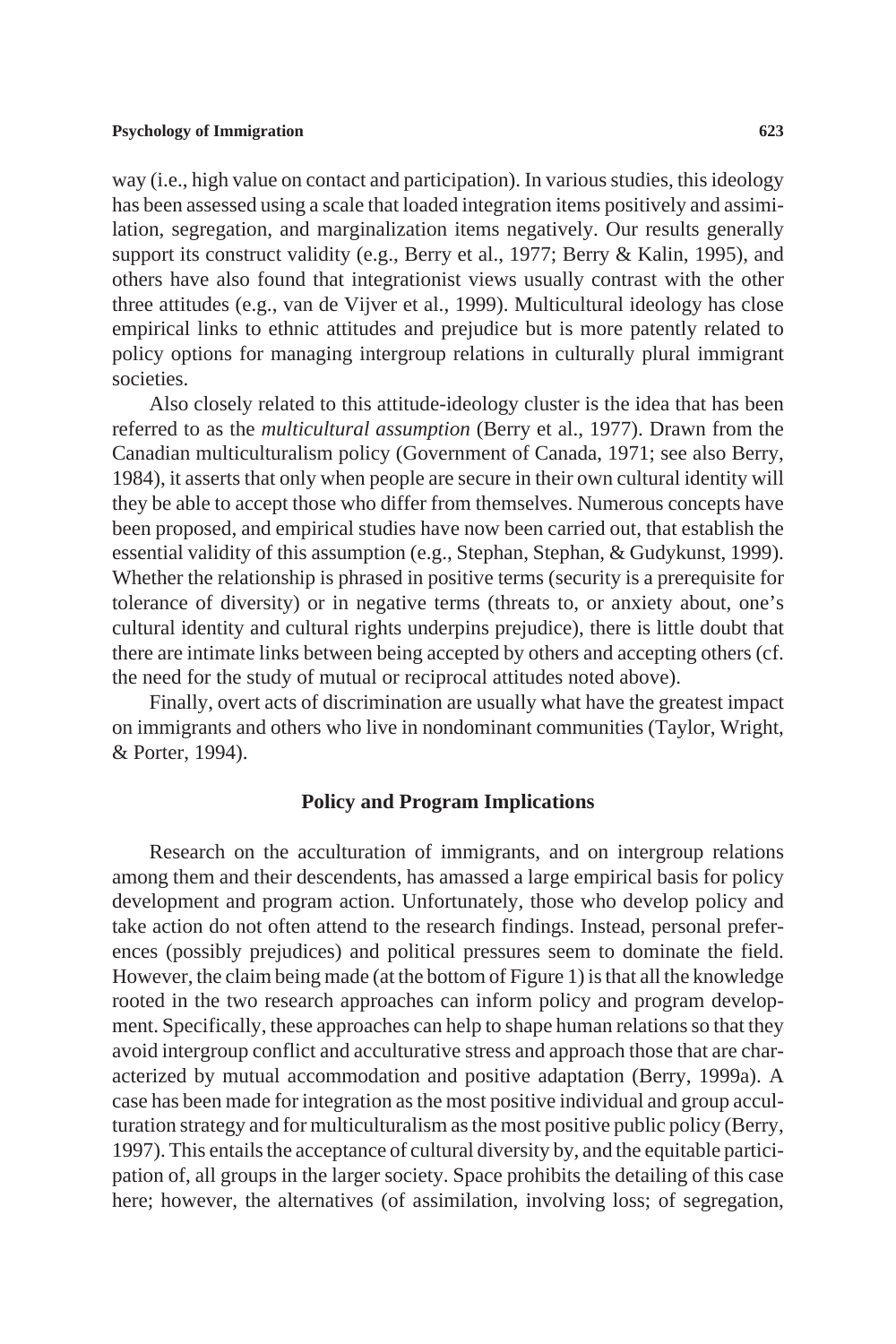way (i.e., high value on contact and participation). In various studies, this ideology has been assessed using a scale that loaded integration items positively and assimilation, segregation, and marginalization items negatively. Our results generally support its construct validity (e.g., Berry et al., 1977; Berry & Kalin, 1995), and others have also found that integrationist views usually contrast with the other three attitudes (e.g., van de Vijver et al., 1999). Multicultural ideology has close empirical links to ethnic attitudes and prejudice but is more patently related to policy options for managing intergroup relations in culturally plural immigrant societies.

Also closely related to this attitude-ideology cluster is the idea that has been referred to as the *multicultural assumption* (Berry et al., 1977). Drawn from the Canadian multiculturalism policy (Government of Canada, 1971; see also Berry, 1984), it asserts that only when people are secure in their own cultural identity will they be able to accept those who differ from themselves. Numerous concepts have been proposed, and empirical studies have now been carried out, that establish the essential validity of this assumption (e.g., Stephan, Stephan, & Gudykunst, 1999). Whether the relationship is phrased in positive terms (security is a prerequisite for tolerance of diversity) or in negative terms (threats to, or anxiety about, one's cultural identity and cultural rights underpins prejudice), there is little doubt that there are intimate links between being accepted by others and accepting others (cf. the need for the study of mutual or reciprocal attitudes noted above).

Finally, overt acts of discrimination are usually what have the greatest impact on immigrants and others who live in nondominant communities (Taylor, Wright, & Porter, 1994).

## Policy and Program Implications

Research on the acculturation of immigrants, and on intergroup relations among them and their descendents, has amassed a large empirical basis for policy development and program action. Unfortunately, those who develop policy and take action do not often attend to the research findings. Instead, personal preferences (possibly prejudices) and political pressures seem to dominate the field. However, the claim being made (at the bottom of Figure 1) is that all the knowledge rooted in the two research approaches can inform policy and program development. Specifically, these approaches can help to shape human relations so that they avoid intergroup conflict and acculturative stress and approach those that are characterized by mutual accommodation and positive adaptation (Berry, 1999a). A case has been made for integration as the most positive individual and group acculturation strategy and for multiculturalism as the most positive public policy (Berry, 1997). This entails the acceptance of cultural diversity by, and the equitable participation of, all groups in the larger society. Space prohibits the detailing of this case here; however, the alternatives (of assimilation, involving loss; of segregation,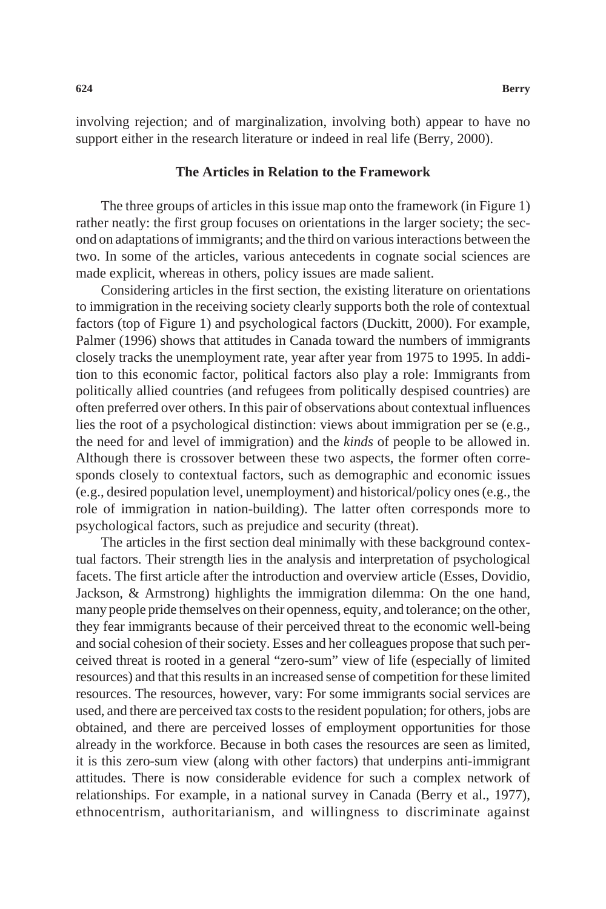involving rejection; and of marginalization, involving both) appear to have no support either in the research literature or indeed in real life (Berry, 2000).

## The Articles in Relation to the Framework

The three groups of articles in this issue map onto the framework (in Figure 1) rather neatly: the first group focuses on orientations in the larger society; the second on adaptations of immigrants; and the third on various interactions between the two. In some of the articles, various antecedents in cognate social sciences are made explicit, whereas in others, policy issues are made salient.

Considering articles in the first section, the existing literature on orientations to immigration in the receiving society clearly supports both the role of contextual factors (top of Figure 1) and psychological factors (Duckitt, 2000). For example, Palmer (1996) shows that attitudes in Canada toward the numbers of immigrants closely tracks the unemployment rate, year after year from 1975 to 1995. In addition to this economic factor, political factors also play a role: Immigrants from politically allied countries (and refugees from politically despised countries) are often preferred over others. In this pair of observations about contextual influences lies the root of a psychological distinction: views about immigration per se (e.g., the need for and level of immigration) and the *kinds* of people to be allowed in. Although there is crossover between these two aspects, the former often corresponds closely to contextual factors, such as demographic and economic issues (e.g., desired population level, unemployment) and historical/policy ones (e.g., the role of immigration in nation-building). The latter often corresponds more to psychological factors, such as prejudice and security (threat).

The articles in the first section deal minimally with these background contextual factors. Their strength lies in the analysis and interpretation of psychological facets. The first article after the introduction and overview article (Esses, Dovidio, Jackson, & Armstrong) highlights the immigration dilemma: On the one hand, many people pride themselves on their openness, equity, and tolerance; on the other, they fear immigrants because of their perceived threat to the economic well-being and social cohesion of their society. Esses and her colleagues propose that such perceived threat is rooted in a general "zero-sum" view of life (especially of limited resources) and that this results in an increased sense of competition for these limited resources. The resources, however, vary: For some immigrants social services are used, and there are perceived tax costs to the resident population; for others, jobs are obtained, and there are perceived losses of employment opportunities for those already in the workforce. Because in both cases the resources are seen as limited, it is this zero-sum view (along with other factors) that underpins anti-immigrant attitudes. There is now considerable evidence for such a complex network of relationships. For example, in a national survey in Canada (Berry et al., 1977), ethnocentrism, authoritarianism, and willingness to discriminate against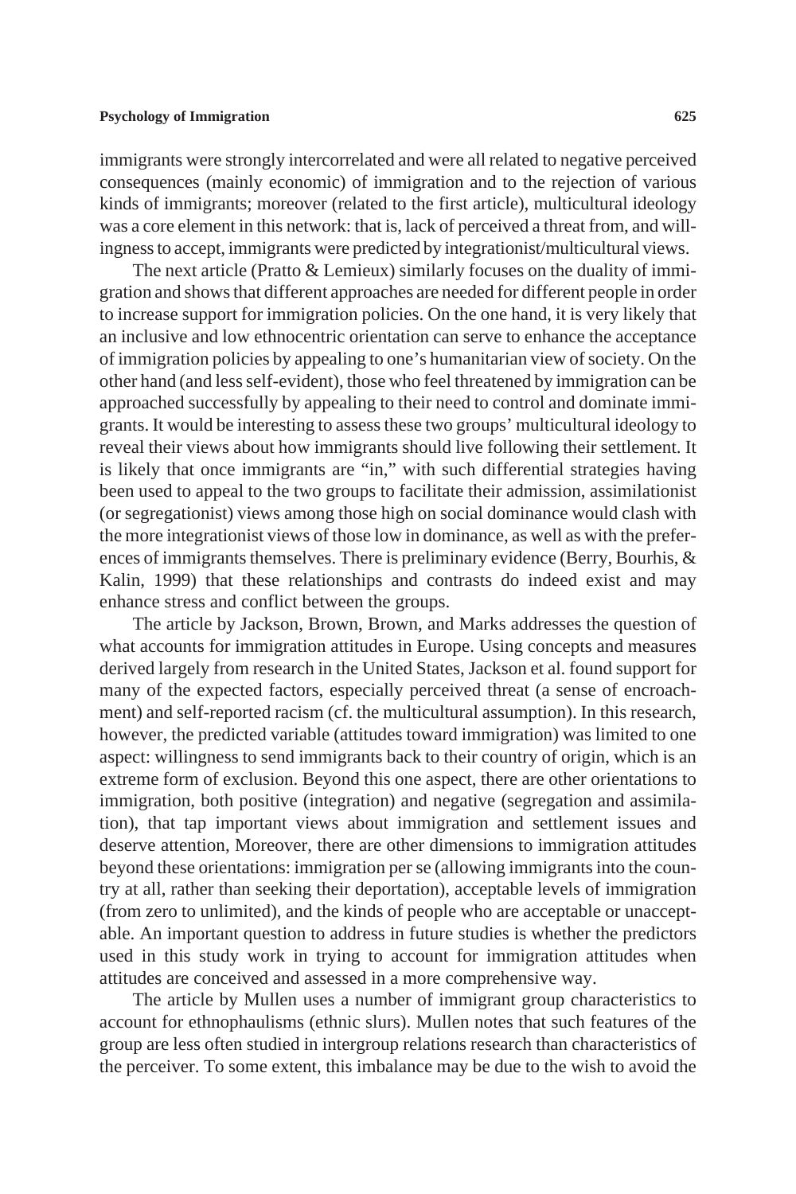immigrants were strongly intercorrelated and were all related to negative perceived consequences (mainly economic) of immigration and to the rejection of various kinds of immigrants; moreover (related to the first article), multicultural ideology was a core element in this network: that is, lack of perceived a threat from, and willingness to accept, immigrants were predicted by integrationist/multicultural views.

The next article (Pratto & Lemieux) similarly focuses on the duality of immigration and shows that different approaches are needed for different people in order to increase support for immigration policies. On the one hand, it is very likely that an inclusive and low ethnocentric orientation can serve to enhance the acceptance of immigration policies by appealing to one's humanitarian view of society. On the other hand (and less self-evident), those who feel threatened by immigration can be approached successfully by appealing to their need to control and dominate immigrants. It would be interesting to assess these two groups' multicultural ideology to reveal their views about how immigrants should live following their settlement. It is likely that once immigrants are "in," with such differential strategies having been used to appeal to the two groups to facilitate their admission, assimilationist (or segregationist) views among those high on social dominance would clash with the more integrationist views of those low in dominance, as well as with the preferences of immigrants themselves. There is preliminary evidence (Berry, Bourhis, & Kalin, 1999) that these relationships and contrasts do indeed exist and may enhance stress and conflict between the groups.

The article by Jackson, Brown, Brown, and Marks addresses the question of what accounts for immigration attitudes in Europe. Using concepts and measures derived largely from research in the United States, Jackson et al. found support for many of the expected factors, especially perceived threat (a sense of encroachment) and self-reported racism (cf. the multicultural assumption). In this research, however, the predicted variable (attitudes toward immigration) was limited to one aspect: willingness to send immigrants back to their country of origin, which is an extreme form of exclusion. Beyond this one aspect, there are other orientations to immigration, both positive (integration) and negative (segregation and assimilation), that tap important views about immigration and settlement issues and deserve attention, Moreover, there are other dimensions to immigration attitudes beyond these orientations: immigration per se (allowing immigrants into the country at all, rather than seeking their deportation), acceptable levels of immigration (from zero to unlimited), and the kinds of people who are acceptable or unacceptable. An important question to address in future studies is whether the predictors used in this study work in trying to account for immigration attitudes when attitudes are conceived and assessed in a more comprehensive way.

The article by Mullen uses a number of immigrant group characteristics to account for ethnophaulisms (ethnic slurs). Mullen notes that such features of the group are less often studied in intergroup relations research than characteristics of the perceiver. To some extent, this imbalance may be due to the wish to avoid the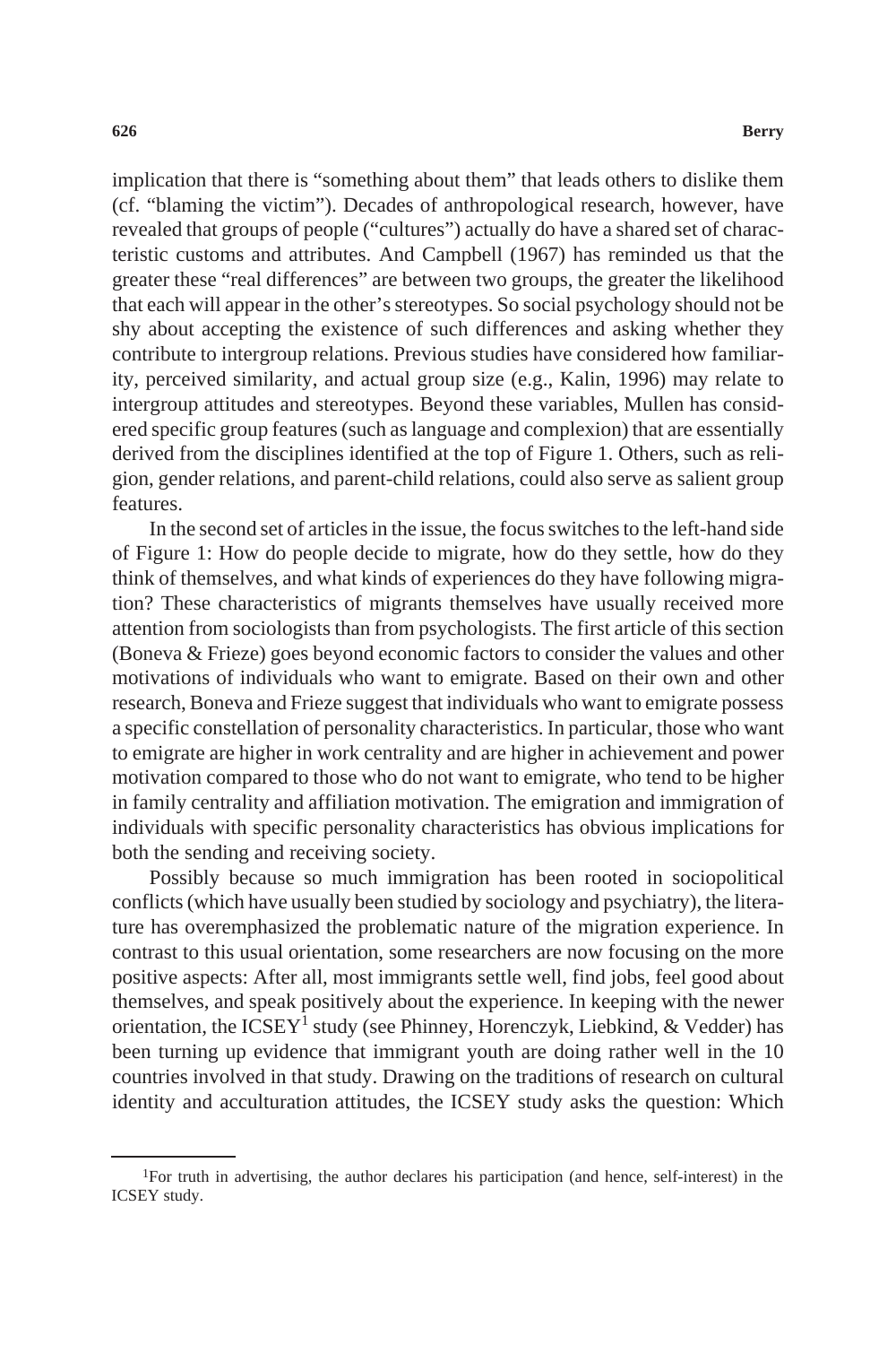implication that there is "something about them" that leads others to dislike them (cf. "blaming the victim"). Decades of anthropological research, however, have revealed that groups of people ("cultures") actually do have a shared set of characteristic customs and attributes. And Campbell (1967) has reminded us that the greater these "real differences" are between two groups, the greater the likelihood that each will appear in the other's stereotypes. So social psychology should not be shy about accepting the existence of such differences and asking whether they contribute to intergroup relations. Previous studies have considered how familiarity, perceived similarity, and actual group size (e.g., Kalin, 1996) may relate to intergroup attitudes and stereotypes. Beyond these variables, Mullen has considered specific group features (such as language and complexion) that are essentially derived from the disciplines identified at the top of Figure 1. Others, such as religion, gender relations, and parent-child relations, could also serve as salient group features.

In the second set of articles in the issue, the focus switches to the left-hand side of Figure 1: How do people decide to migrate, how do they settle, how do they think of themselves, and what kinds of experiences do they have following migration? These characteristics of migrants themselves have usually received more attention from sociologists than from psychologists. The first article of this section (Boneva & Frieze) goes beyond economic factors to consider the values and other motivations of individuals who want to emigrate. Based on their own and other research, Boneva and Frieze suggest that individuals who want to emigrate possess a specific constellation of personality characteristics. In particular, those who want to emigrate are higher in work centrality and are higher in achievement and power motivation compared to those who do not want to emigrate, who tend to be higher in family centrality and affiliation motivation. The emigration and immigration of individuals with specific personality characteristics has obvious implications for both the sending and receiving society.

Possibly because so much immigration has been rooted in sociopolitical conflicts (which have usually been studied by sociology and psychiatry), the literature has overemphasized the problematic nature of the migration experience. In contrast to this usual orientation, some researchers are now focusing on the more positive aspects: After all, most immigrants settle well, find jobs, feel good about themselves, and speak positively about the experience. In keeping with the newer orientation, the ICSEY[1] study (see Phinney, Horenczyk, Liebkind, & Vedder) has been turning up evidence that immigrant youth are doing rather well in the 10 countries involved in that study. Drawing on the traditions of research on cultural identity and acculturation attitudes, the ICSEY study asks the question: Which

[1]For truth in advertising, the author declares his participation (and hence, self-interest) in the ICSEY study.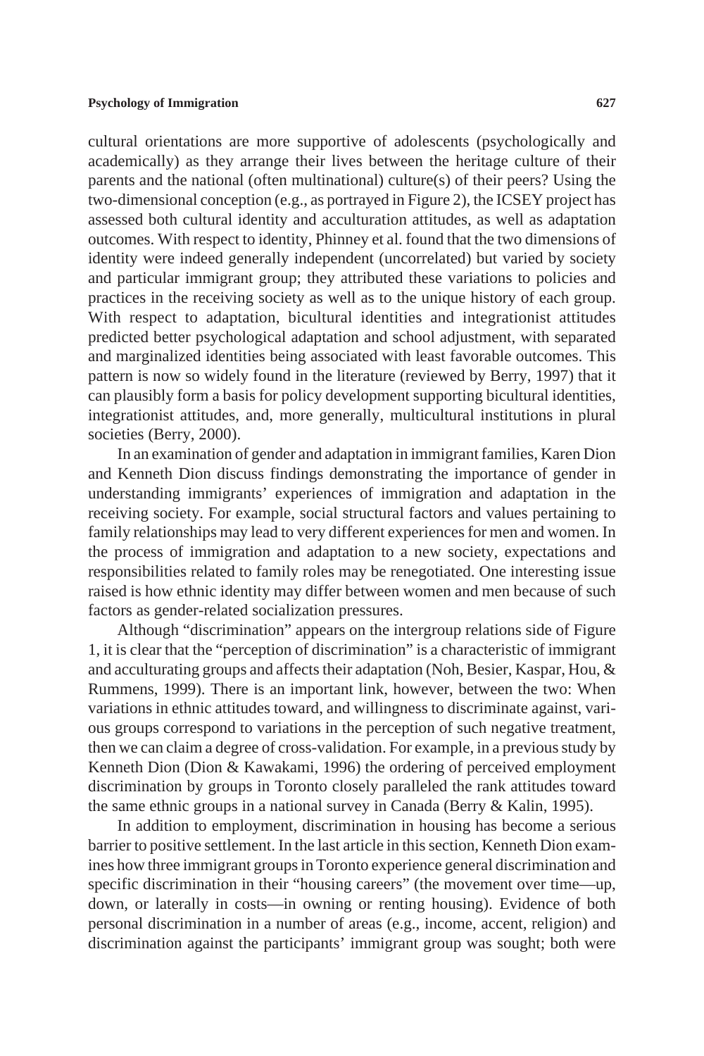cultural orientations are more supportive of adolescents (psychologically and academically) as they arrange their lives between the heritage culture of their parents and the national (often multinational) culture(s) of their peers? Using the two-dimensional conception (e.g., as portrayed in Figure 2), the ICSEY project has assessed both cultural identity and acculturation attitudes, as well as adaptation outcomes. With respect to identity, Phinney et al. found that the two dimensions of identity were indeed generally independent (uncorrelated) but varied by society and particular immigrant group; they attributed these variations to policies and practices in the receiving society as well as to the unique history of each group. With respect to adaptation, bicultural identities and integrationist attitudes predicted better psychological adaptation and school adjustment, with separated and marginalized identities being associated with least favorable outcomes. This pattern is now so widely found in the literature (reviewed by Berry, 1997) that it can plausibly form a basis for policy development supporting bicultural identities, integrationist attitudes, and, more generally, multicultural institutions in plural societies (Berry, 2000).

In an examination of gender and adaptation in immigrant families, Karen Dion and Kenneth Dion discuss findings demonstrating the importance of gender in understanding immigrants' experiences of immigration and adaptation in the receiving society. For example, social structural factors and values pertaining to family relationships may lead to very different experiences for men and women. In the process of immigration and adaptation to a new society, expectations and responsibilities related to family roles may be renegotiated. One interesting issue raised is how ethnic identity may differ between women and men because of such factors as gender-related socialization pressures.

Although "discrimination" appears on the intergroup relations side of Figure 1, it is clear that the "perception of discrimination" is a characteristic of immigrant and acculturating groups and affects their adaptation (Noh, Besier, Kaspar, Hou, & Rummens, 1999). There is an important link, however, between the two: When variations in ethnic attitudes toward, and willingness to discriminate against, various groups correspond to variations in the perception of such negative treatment, then we can claim a degree of cross-validation. For example, in a previous study by Kenneth Dion (Dion & Kawakami, 1996) the ordering of perceived employment discrimination by groups in Toronto closely paralleled the rank attitudes toward the same ethnic groups in a national survey in Canada (Berry & Kalin, 1995).

In addition to employment, discrimination in housing has become a serious barrier to positive settlement. In the last article in this section, Kenneth Dion examines how three immigrant groups in Toronto experience general discrimination and specific discrimination in their "housing careers" (the movement over time—up, down, or laterally in costs—in owning or renting housing). Evidence of both personal discrimination in a number of areas (e.g., income, accent, religion) and discrimination against the participants' immigrant group was sought; both were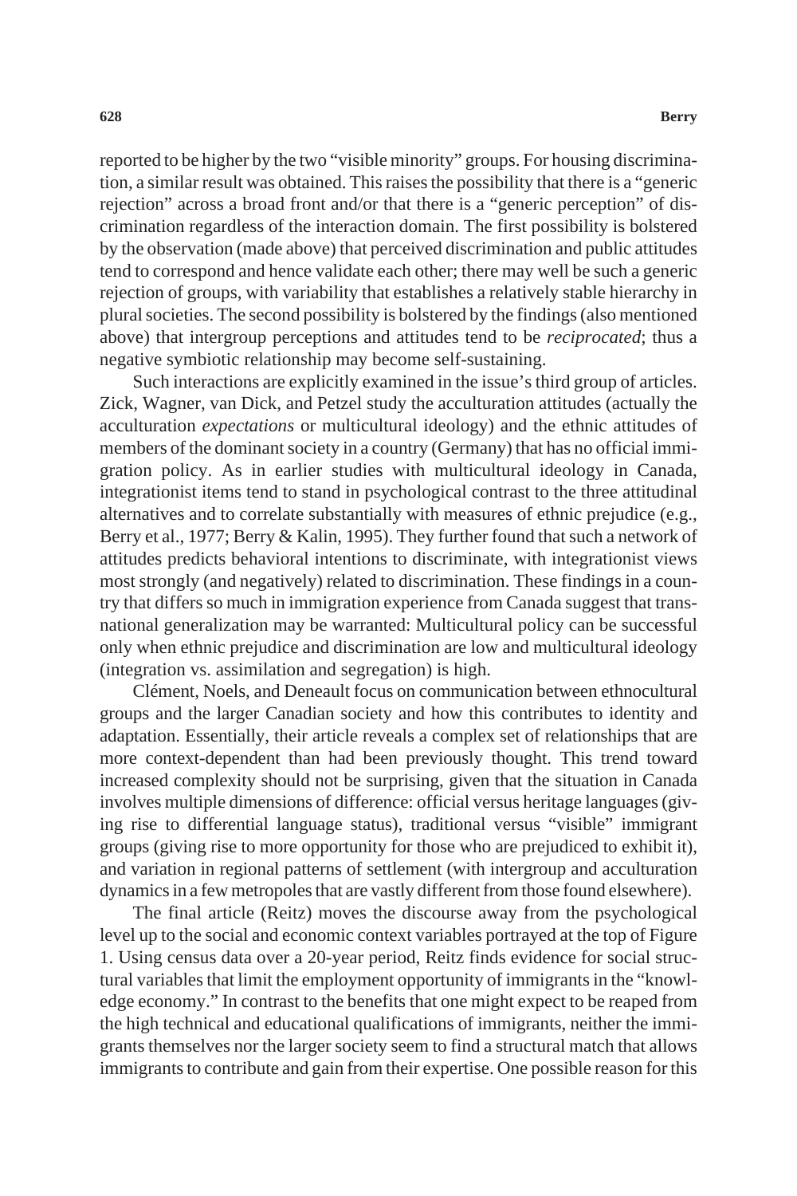reported to be higher by the two "visible minority" groups. For housing discrimination, a similar result was obtained. This raises the possibility that there is a "generic rejection" across a broad front and/or that there is a "generic perception" of discrimination regardless of the interaction domain. The first possibility is bolstered by the observation (made above) that perceived discrimination and public attitudes tend to correspond and hence validate each other; there may well be such a generic rejection of groups, with variability that establishes a relatively stable hierarchy in plural societies. The second possibility is bolstered by the findings (also mentioned above) that intergroup perceptions and attitudes tend to be *reciprocated*; thus a negative symbiotic relationship may become self-sustaining.

Such interactions are explicitly examined in the issue's third group of articles. Zick, Wagner, van Dick, and Petzel study the acculturation attitudes (actually the acculturation *expectations* or multicultural ideology) and the ethnic attitudes of members of the dominant society in a country (Germany) that has no official immigration policy. As in earlier studies with multicultural ideology in Canada, integrationist items tend to stand in psychological contrast to the three attitudinal alternatives and to correlate substantially with measures of ethnic prejudice (e.g., Berry et al., 1977; Berry & Kalin, 1995). They further found that such a network of attitudes predicts behavioral intentions to discriminate, with integrationist views most strongly (and negatively) related to discrimination. These findings in a country that differs so much in immigration experience from Canada suggest that transnational generalization may be warranted: Multicultural policy can be successful only when ethnic prejudice and discrimination are low and multicultural ideology (integration vs. assimilation and segregation) is high.

Clément, Noels, and Deneault focus on communication between ethnocultural groups and the larger Canadian society and how this contributes to identity and adaptation. Essentially, their article reveals a complex set of relationships that are more context-dependent than had been previously thought. This trend toward increased complexity should not be surprising, given that the situation in Canada involves multiple dimensions of difference: official versus heritage languages (giving rise to differential language status), traditional versus "visible" immigrant groups (giving rise to more opportunity for those who are prejudiced to exhibit it), and variation in regional patterns of settlement (with intergroup and acculturation dynamics in a few metropoles that are vastly different from those found elsewhere).

The final article (Reitz) moves the discourse away from the psychological level up to the social and economic context variables portrayed at the top of Figure 1. Using census data over a 20-year period, Reitz finds evidence for social structural variables that limit the employment opportunity of immigrants in the "knowledge economy." In contrast to the benefits that one might expect to be reaped from the high technical and educational qualifications of immigrants, neither the immigrants themselves nor the larger society seem to find a structural match that allows immigrants to contribute and gain from their expertise. One possible reason for this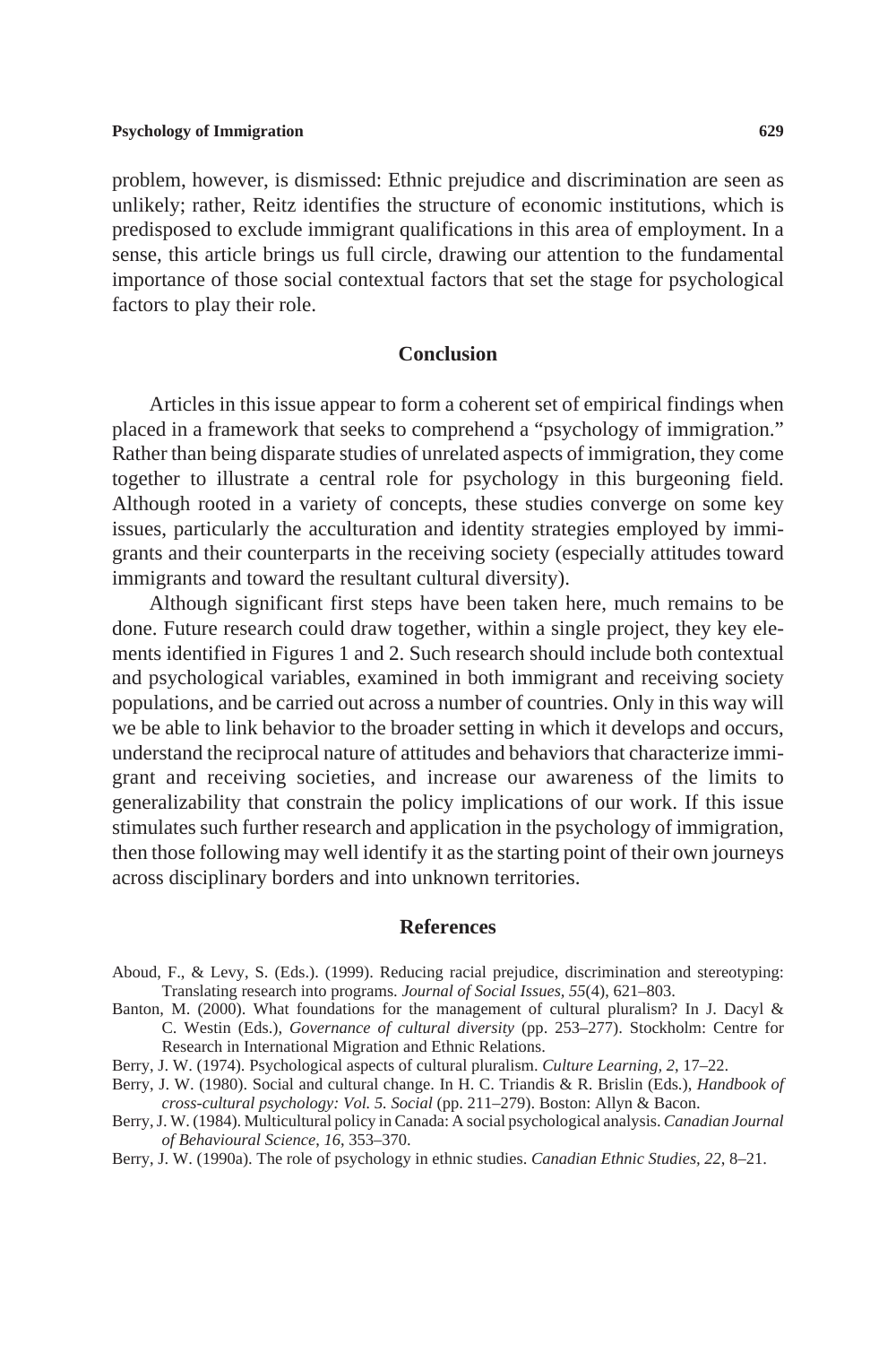problem, however, is dismissed: Ethnic prejudice and discrimination are seen as unlikely; rather, Reitz identifies the structure of economic institutions, which is predisposed to exclude immigrant qualifications in this area of employment. In a sense, this article brings us full circle, drawing our attention to the fundamental importance of those social contextual factors that set the stage for psychological factors to play their role.

## Conclusion

Articles in this issue appear to form a coherent set of empirical findings when placed in a framework that seeks to comprehend a "psychology of immigration." Rather than being disparate studies of unrelated aspects of immigration, they come together to illustrate a central role for psychology in this burgeoning field. Although rooted in a variety of concepts, these studies converge on some key issues, particularly the acculturation and identity strategies employed by immigrants and their counterparts in the receiving society (especially attitudes toward immigrants and toward the resultant cultural diversity).

Although significant first steps have been taken here, much remains to be done. Future research could draw together, within a single project, they key elements identified in Figures 1 and 2. Such research should include both contextual and psychological variables, examined in both immigrant and receiving society populations, and be carried out across a number of countries. Only in this way will we be able to link behavior to the broader setting in which it develops and occurs, understand the reciprocal nature of attitudes and behaviors that characterize immigrant and receiving societies, and increase our awareness of the limits to generalizability that constrain the policy implications of our work. If this issue stimulates such further research and application in the psychology of immigration, then those following may well identify it as the starting point of their own journeys across disciplinary borders and into unknown territories.

## References

Aboud, F., & Levy, S. (Eds.). (1999). Reducing racial prejudice, discrimination and stereotyping: Translating research into programs. *Journal of Social Issues, 55*(4), 621–803.

Banton, M. (2000). What foundations for the management of cultural pluralism? In J. Dacyl & C. Westin (Eds.), *Governance of cultural diversity* (pp. 253–277). Stockholm: Centre for Research in International Migration and Ethnic Relations.

Berry, J. W. (1974). Psychological aspects of cultural pluralism. *Culture Learning, 2*, 17–22.

Berry, J. W. (1980). Social and cultural change. In H. C. Triandis & R. Brislin (Eds.), *Handbook of cross-cultural psychology: Vol. 5. Social* (pp. 211–279). Boston: Allyn & Bacon.

Berry, J. W. (1984). Multicultural policy in Canada: A social psychological analysis. *Canadian Journal of Behavioural Science*, *16*, 353–370.

Berry, J. W. (1990a). The role of psychology in ethnic studies. *Canadian Ethnic Studies, 22*, 8–21.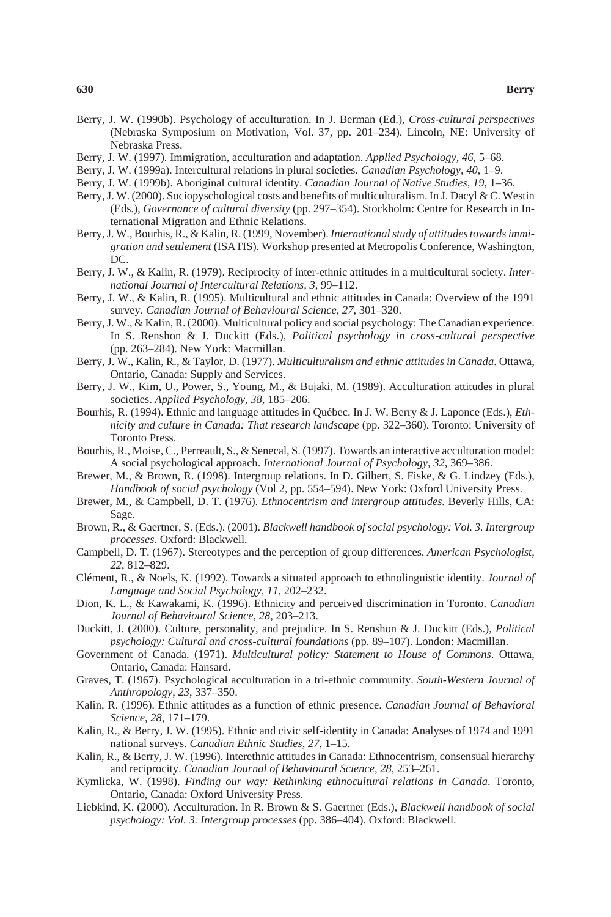Berry, J. W. (1990b). Psychology of acculturation. In J. Berman (Ed.), *Cross-cultural perspectives* (Nebraska Symposium on Motivation, Vol. 37, pp. 201–234). Lincoln, NE: University of Nebraska Press.

Berry, J. W. (1997). Immigration, acculturation and adaptation. *Applied Psychology, 46*, 5–68.

Berry, J. W. (1999a). Intercultural relations in plural societies. *Canadian Psychology, 40*, 1–9.

Berry, J. W. (1999b). Aboriginal cultural identity. *Canadian Journal of Native Studies, 19*, 1–36.

Berry, J. W. (2000). Sociopyschological costs and benefits of multiculturalism. In J. Dacyl & C. Westin (Eds.), *Governance of cultural diversity* (pp. 297–354). Stockholm: Centre for Research in International Migration and Ethnic Relations.

Berry, J. W., Bourhis, R., & Kalin, R. (1999, November). *International study of attitudes towards immigration and settlement* (ISATIS). Workshop presented at Metropolis Conference, Washington, DC.

Berry, J. W., & Kalin, R. (1979). Reciprocity of inter-ethnic attitudes in a multicultural society. *International Journal of Intercultural Relations, 3*, 99–112.

Berry, J. W., & Kalin, R. (1995). Multicultural and ethnic attitudes in Canada: Overview of the 1991 survey. *Canadian Journal of Behavioural Science, 27*, 301–320.

Berry, J. W., & Kalin, R. (2000). Multicultural policy and social psychology: The Canadian experience. In S. Renshon & J. Duckitt (Eds.), *Political psychology in cross-cultural perspective* (pp. 263–284). New York: Macmillan.

Berry, J. W., Kalin, R., & Taylor, D. (1977). *Multiculturalism and ethnic attitudes in Canada*. Ottawa, Ontario, Canada: Supply and Services.

Berry, J. W., Kim, U., Power, S., Young, M., & Bujaki, M. (1989). Acculturation attitudes in plural societies. *Applied Psychology, 38*, 185–206.

Bourhis, R. (1994). Ethnic and language attitudes in Québec. In J. W. Berry & J. Laponce (Eds.), *Ethnicity and culture in Canada: That research landscape* (pp. 322–360). Toronto: University of Toronto Press.

Bourhis, R., Moise, C., Perreault, S., & Senecal, S. (1997). Towards an interactive acculturation model: A social psychological approach. *International Journal of Psychology, 32*, 369–386.

Brewer, M., & Brown, R. (1998). Intergroup relations. In D. Gilbert, S. Fiske, & G. Lindzey (Eds.), *Handbook of social psychology* (Vol 2, pp. 554–594). New York: Oxford University Press.

Brewer, M., & Campbell, D. T. (1976). *Ethnocentrism and intergroup attitudes*. Beverly Hills, CA: Sage.

Brown, R., & Gaertner, S. (Eds.). (2001). *Blackwell handbook of social psychology: Vol. 3. Intergroup processes*. Oxford: Blackwell.

Campbell, D. T. (1967). Stereotypes and the perception of group differences. *American Psychologist, 22*, 812–829.

Clément, R., & Noels, K. (1992). Towards a situated approach to ethnolinguistic identity. *Journal of Language and Social Psychology, 11*, 202–232.

Dion, K. L., & Kawakami, K. (1996). Ethnicity and perceived discrimination in Toronto. *Canadian Journal of Behavioural Science, 28*, 203–213.

Duckitt, J. (2000). Culture, personality, and prejudice. In S. Renshon & J. Duckitt (Eds.), *Political psychology: Cultural and cross-cultural foundations* (pp. 89–107). London: Macmillan.

Government of Canada. (1971). *Multicultural policy: Statement to House of Commons*. Ottawa, Ontario, Canada: Hansard.

Graves, T. (1967). Psychological acculturation in a tri-ethnic community. *South-Western Journal of Anthropology, 23*, 337–350.

Kalin, R. (1996). Ethnic attitudes as a function of ethnic presence. *Canadian Journal of Behavioral Science, 28*, 171–179.

Kalin, R., & Berry, J. W. (1995). Ethnic and civic self-identity in Canada: Analyses of 1974 and 1991 national surveys. *Canadian Ethnic Studies, 27*, 1–15.

Kalin, R., & Berry, J. W. (1996). Interethnic attitudes in Canada: Ethnocentrism, consensual hierarchy and reciprocity. *Canadian Journal of Behavioural Science, 28*, 253–261.

Kymlicka, W. (1998). *Finding our way: Rethinking ethnocultural relations in Canada*. Toronto, Ontario, Canada: Oxford University Press.

Liebkind, K. (2000). Acculturation. In R. Brown & S. Gaertner (Eds.), *Blackwell handbook of social psychology: Vol. 3. Intergroup processes* (pp. 386–404). Oxford: Blackwell.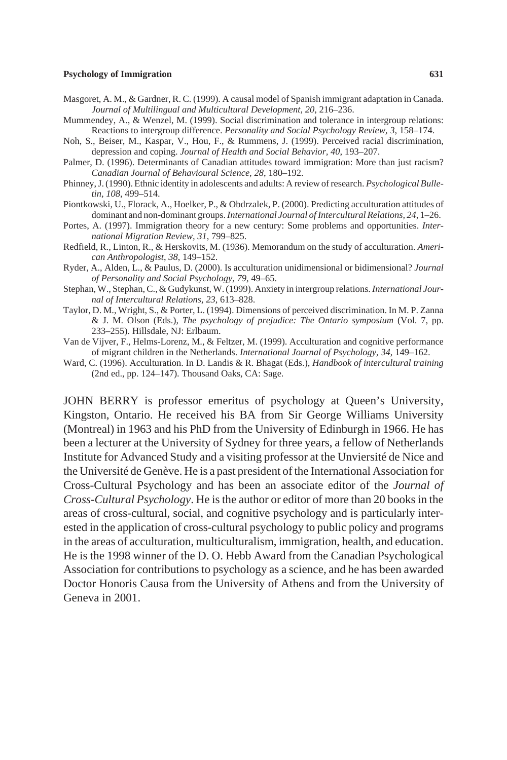Masgoret, A. M., & Gardner, R. C. (1999). A causal model of Spanish immigrant adaptation in Canada. *Journal of Multilingual and Multicultural Development, 20*, 216–236.

Mummendey, A., & Wenzel, M. (1999). Social discrimination and tolerance in intergroup relations: Reactions to intergroup difference. *Personality and Social Psychology Review, 3*, 158–174.

Noh, S., Beiser, M., Kaspar, V., Hou, F., & Rummens, J. (1999). Perceived racial discrimination, depression and coping. *Journal of Health and Social Behavior, 40*, 193–207.

Palmer, D. (1996). Determinants of Canadian attitudes toward immigration: More than just racism? *Canadian Journal of Behavioural Science, 28*, 180–192.

Phinney, J. (1990). Ethnic identity in adolescents and adults: A review of research. *Psychological Bulletin, 108*, 499–514.

Piontkowski, U., Florack, A., Hoelker, P., & Obdrzalek, P. (2000). Predicting acculturation attitudes of dominant and non-dominant groups. *International Journal of Intercultural Relations, 24*, 1–26.

Portes, A. (1997). Immigration theory for a new century: Some problems and opportunities. *International Migration Review, 31*, 799–825.

Redfield, R., Linton, R., & Herskovits, M. (1936). Memorandum on the study of acculturation. *American Anthropologist, 38*, 149–152.

Ryder, A., Alden, L., & Paulus, D. (2000). Is acculturation unidimensional or bidimensional? *Journal of Personality and Social Psychology, 79*, 49–65.

Stephan, W., Stephan, C., & Gudykunst, W. (1999). Anxiety in intergroup relations. *International Journal of Intercultural Relations, 23*, 613–828.

Taylor, D. M., Wright, S., & Porter, L. (1994). Dimensions of perceived discrimination. In M. P. Zanna & J. M. Olson (Eds.), *The psychology of prejudice: The Ontario symposium* (Vol. 7, pp. 233–255). Hillsdale, NJ: Erlbaum.

Van de Vijver, F., Helms-Lorenz, M., & Feltzer, M. (1999). Acculturation and cognitive performance of migrant children in the Netherlands. *International Journal of Psychology, 34*, 149–162.

Ward, C. (1996). Acculturation. In D. Landis & R. Bhagat (Eds.), *Handbook of intercultural training* (2nd ed., pp. 124–147). Thousand Oaks, CA: Sage.

JOHN BERRY is professor emeritus of psychology at Queen's University, Kingston, Ontario. He received his BA from Sir George Williams University (Montreal) in 1963 and his PhD from the University of Edinburgh in 1966. He has been a lecturer at the University of Sydney for three years, a fellow of Netherlands Institute for Advanced Study and a visiting professor at the Unviersité de Nice and the Université de Genève. He is a past president of the International Association for Cross-Cultural Psychology and has been an associate editor of the *Journal of Cross-Cultural Psychology*. He is the author or editor of more than 20 books in the areas of cross-cultural, social, and cognitive psychology and is particularly interested in the application of cross-cultural psychology to public policy and programs in the areas of acculturation, multiculturalism, immigration, health, and education. He is the 1998 winner of the D. O. Hebb Award from the Canadian Psychological Association for contributions to psychology as a science, and he has been awarded Doctor Honoris Causa from the University of Athens and from the University of Geneva in 2001.